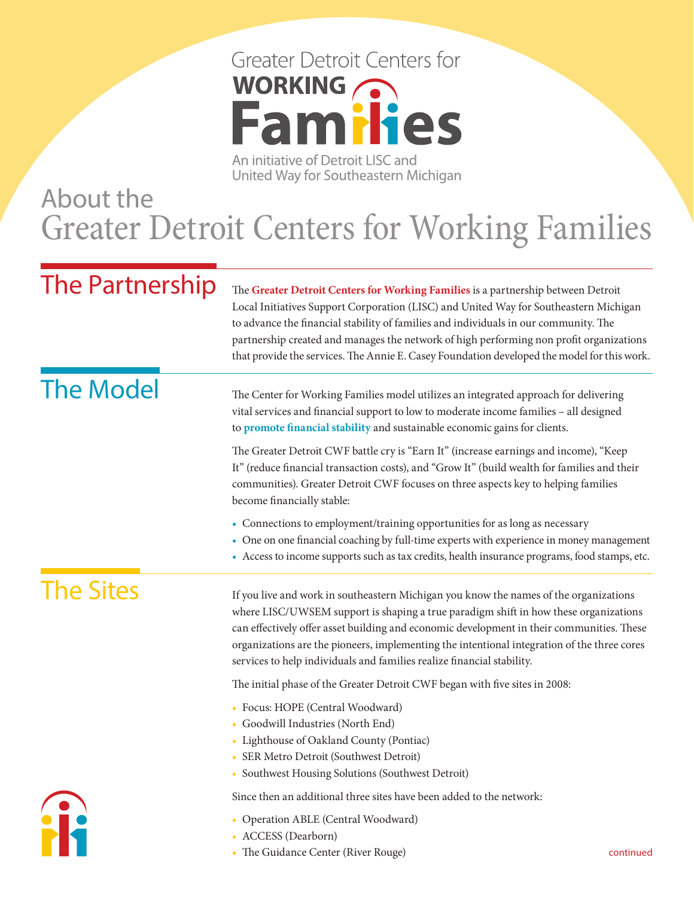Greater Detroit Centers for
WORKING Families
An initiative of Detroit LISC and United Way for Southeastern Michigan

# About the Greater Detroit Centers for Working Families

## The Partnership

The **Greater Detroit Centers for Working Families** is a partnership between Detroit Local Initiatives Support Corporation (LISC) and United Way for Southeastern Michigan to advance the financial stability of families and individuals in our community. The partnership created and manages the network of high performing non profit organizations that provide the services. The Annie E. Casey Foundation developed the model for this work.

## The Model

The Center for Working Families model utilizes an integrated approach for delivering vital services and financial support to low to moderate income families – all designed to **promote financial stability** and sustainable economic gains for clients.

The Greater Detroit CWF battle cry is "Earn It" (increase earnings and income), "Keep It" (reduce financial transaction costs), and "Grow It" (build wealth for families and their communities). Greater Detroit CWF focuses on three aspects key to helping families become financially stable:

- Connections to employment/training opportunities for as long as necessary
- One on one financial coaching by full-time experts with experience in money management
- Access to income supports such as tax credits, health insurance programs, food stamps, etc.

## The Sites

If you live and work in southeastern Michigan you know the names of the organizations where LISC/UWSEM support is shaping a true paradigm shift in how these organizations can effectively offer asset building and economic development in their communities. These organizations are the pioneers, implementing the intentional integration of the three cores services to help individuals and families realize financial stability.

The initial phase of the Greater Detroit CWF began with five sites in 2008:

- Focus: HOPE (Central Woodward)
- Goodwill Industries (North End)
- Lighthouse of Oakland County (Pontiac)
- SER Metro Detroit (Southwest Detroit)
- Southwest Housing Solutions (Southwest Detroit)

Since then an additional three sites have been added to the network:

- Operation ABLE (Central Woodward)
- ACCESS (Dearborn)
- The Guidance Center (River Rouge)

continued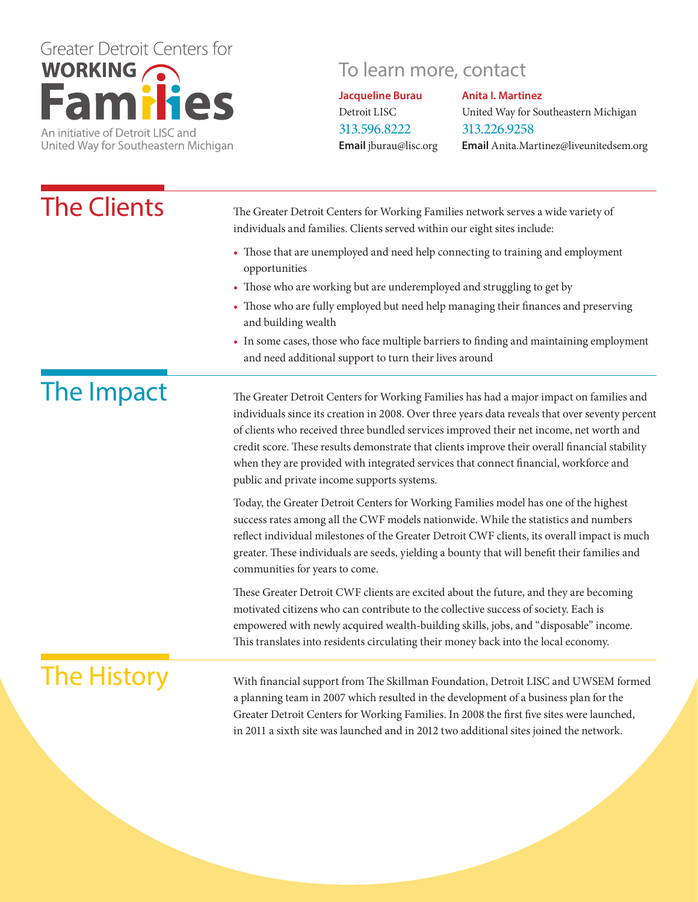Greater Detroit Centers for

**WORKING Families**

An initiative of Detroit LISC and United Way for Southeastern Michigan

## To learn more, contact

**Jacqueline Burau**
Detroit LISC
313.596.8222
**Email** jburau@lisc.org

**Anita I. Martinez**
United Way for Southeastern Michigan
313.226.9258
**Email** Anita.Martinez@liveunitedsem.org

## The Clients

The Greater Detroit Centers for Working Families network serves a wide variety of individuals and families. Clients served within our eight sites include:

- Those that are unemployed and need help connecting to training and employment opportunities
- Those who are working but are underemployed and struggling to get by
- Those who are fully employed but need help managing their finances and preserving and building wealth
- In some cases, those who face multiple barriers to finding and maintaining employment and need additional support to turn their lives around

## The Impact

The Greater Detroit Centers for Working Families has had a major impact on families and individuals since its creation in 2008. Over three years data reveals that over seventy percent of clients who received three bundled services improved their net income, net worth and credit score. These results demonstrate that clients improve their overall financial stability when they are provided with integrated services that connect financial, workforce and public and private income supports systems.

Today, the Greater Detroit Centers for Working Families model has one of the highest success rates among all the CWF models nationwide. While the statistics and numbers reflect individual milestones of the Greater Detroit CWF clients, its overall impact is much greater. These individuals are seeds, yielding a bounty that will benefit their families and communities for years to come.

These Greater Detroit CWF clients are excited about the future, and they are becoming motivated citizens who can contribute to the collective success of society. Each is empowered with newly acquired wealth-building skills, jobs, and "disposable" income. This translates into residents circulating their money back into the local economy.

## The History

With financial support from The Skillman Foundation, Detroit LISC and UWSEM formed a planning team in 2007 which resulted in the development of a business plan for the Greater Detroit Centers for Working Families. In 2008 the first five sites were launched, in 2011 a sixth site was launched and in 2012 two additional sites joined the network.